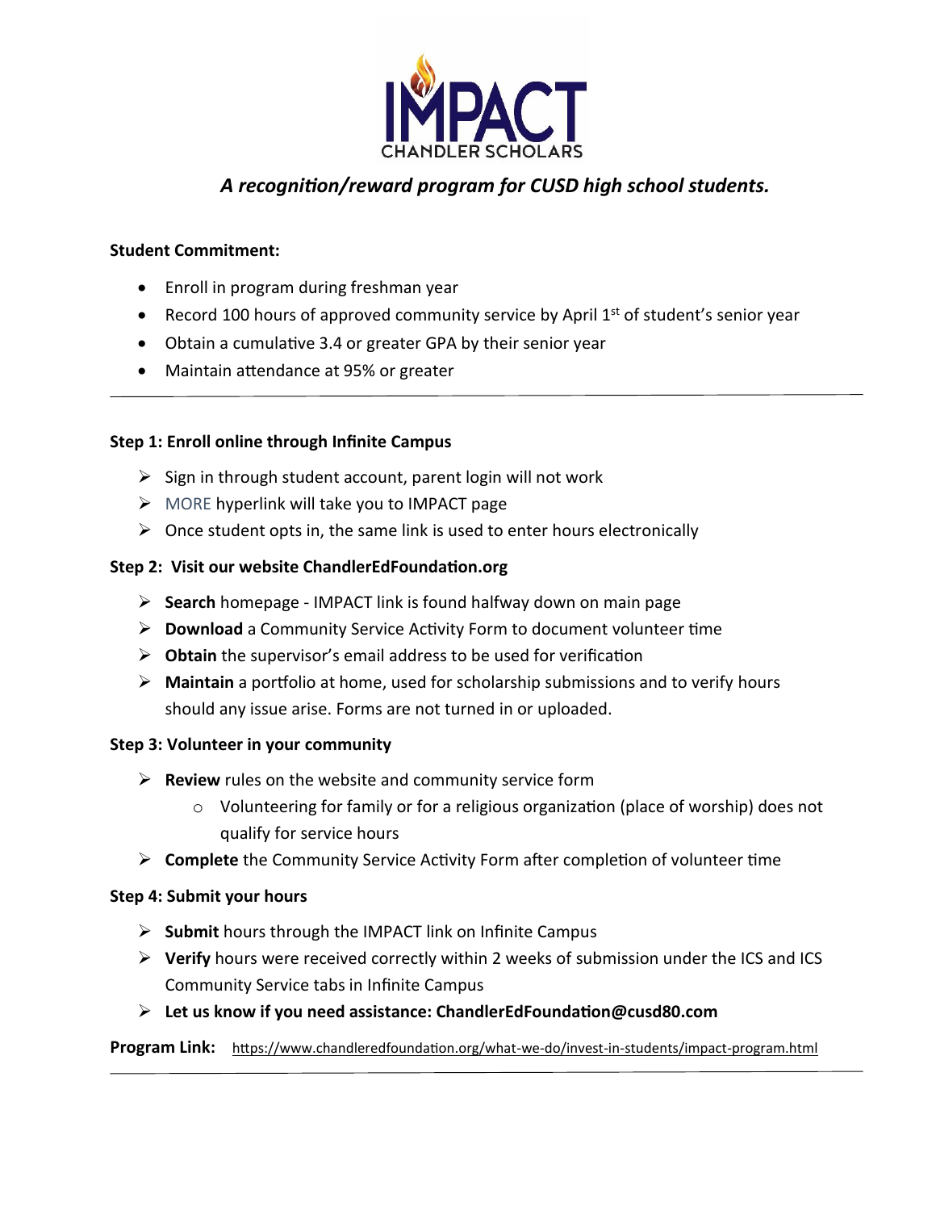# IMPACT
CHANDLER SCHOLARS

***A recognition/reward program for CUSD high school students.***

**Student Commitment:**

- Enroll in program during freshman year
- Record 100 hours of approved community service by April 1st of student's senior year
- Obtain a cumulative 3.4 or greater GPA by their senior year
- Maintain attendance at 95% or greater

---

**Step 1: Enroll online through Infinite Campus**

- Sign in through student account, parent login will not work
- MORE hyperlink will take you to IMPACT page
- Once student opts in, the same link is used to enter hours electronically

**Step 2: Visit our website ChandlerEdFoundation.org**

- **Search** homepage - IMPACT link is found halfway down on main page
- **Download** a Community Service Activity Form to document volunteer time
- **Obtain** the supervisor's email address to be used for verification
- **Maintain** a portfolio at home, used for scholarship submissions and to verify hours should any issue arise. Forms are not turned in or uploaded.

**Step 3: Volunteer in your community**

- **Review** rules on the website and community service form
  - Volunteering for family or for a religious organization (place of worship) does not qualify for service hours
- **Complete** the Community Service Activity Form after completion of volunteer time

**Step 4: Submit your hours**

- **Submit** hours through the IMPACT link on Infinite Campus
- **Verify** hours were received correctly within 2 weeks of submission under the ICS and ICS Community Service tabs in Infinite Campus
- **Let us know if you need assistance: ChandlerEdFoundation@cusd80.com**

**Program Link:** https://www.chandleredfoundation.org/what-we-do/invest-in-students/impact-program.html

---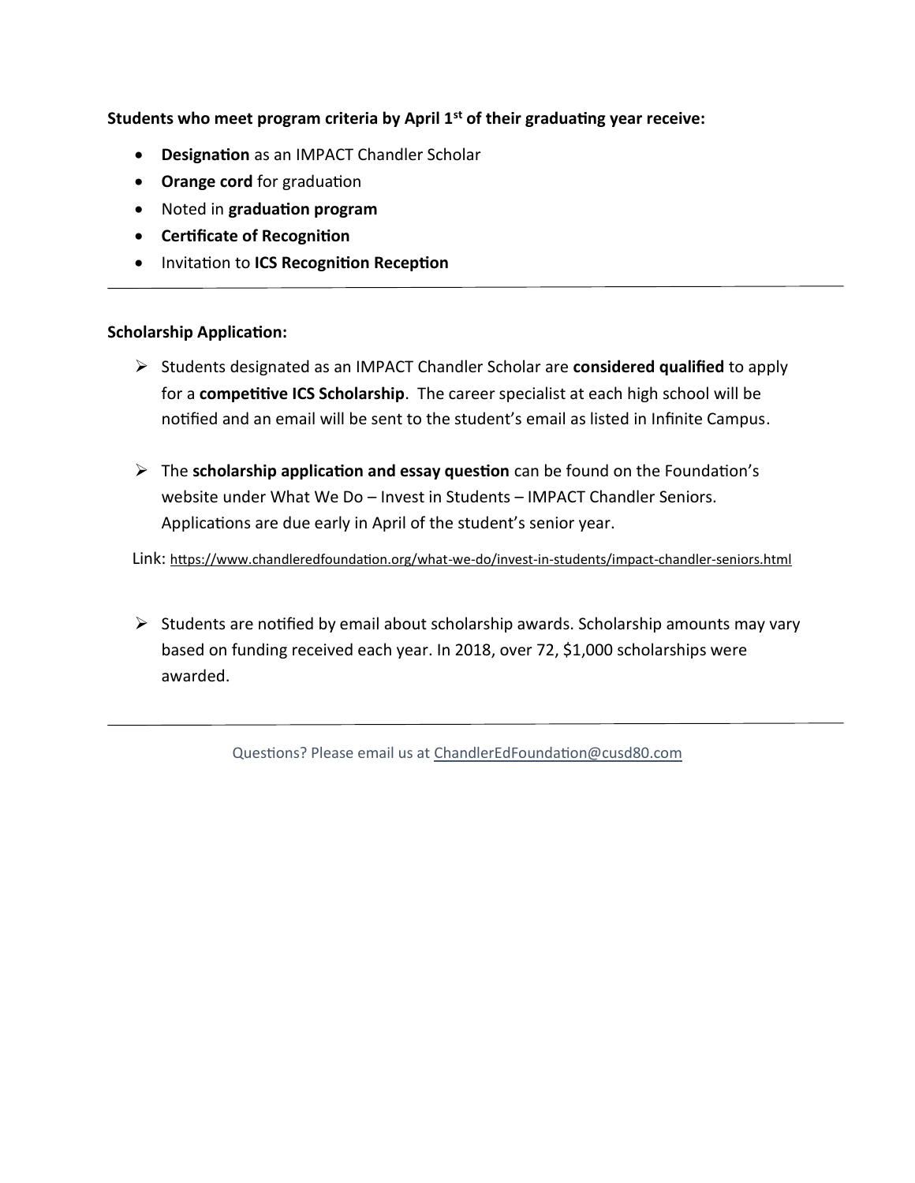**Students who meet program criteria by April 1st of their graduating year receive:**

- **Designation** as an IMPACT Chandler Scholar
- **Orange cord** for graduation
- Noted in **graduation program**
- **Certificate of Recognition**
- Invitation to **ICS Recognition Reception**

---

**Scholarship Application:**

- Students designated as an IMPACT Chandler Scholar are **considered qualified** to apply for a **competitive ICS Scholarship**. The career specialist at each high school will be notified and an email will be sent to the student's email as listed in Infinite Campus.

- The **scholarship application and essay question** can be found on the Foundation's website under What We Do – Invest in Students – IMPACT Chandler Seniors. Applications are due early in April of the student's senior year.

Link: https://www.chandleredfoundation.org/what-we-do/invest-in-students/impact-chandler-seniors.html

- Students are notified by email about scholarship awards. Scholarship amounts may vary based on funding received each year. In 2018, over 72, $1,000 scholarships were awarded.

---

Questions? Please email us at ChandlerEdFoundation@cusd80.com